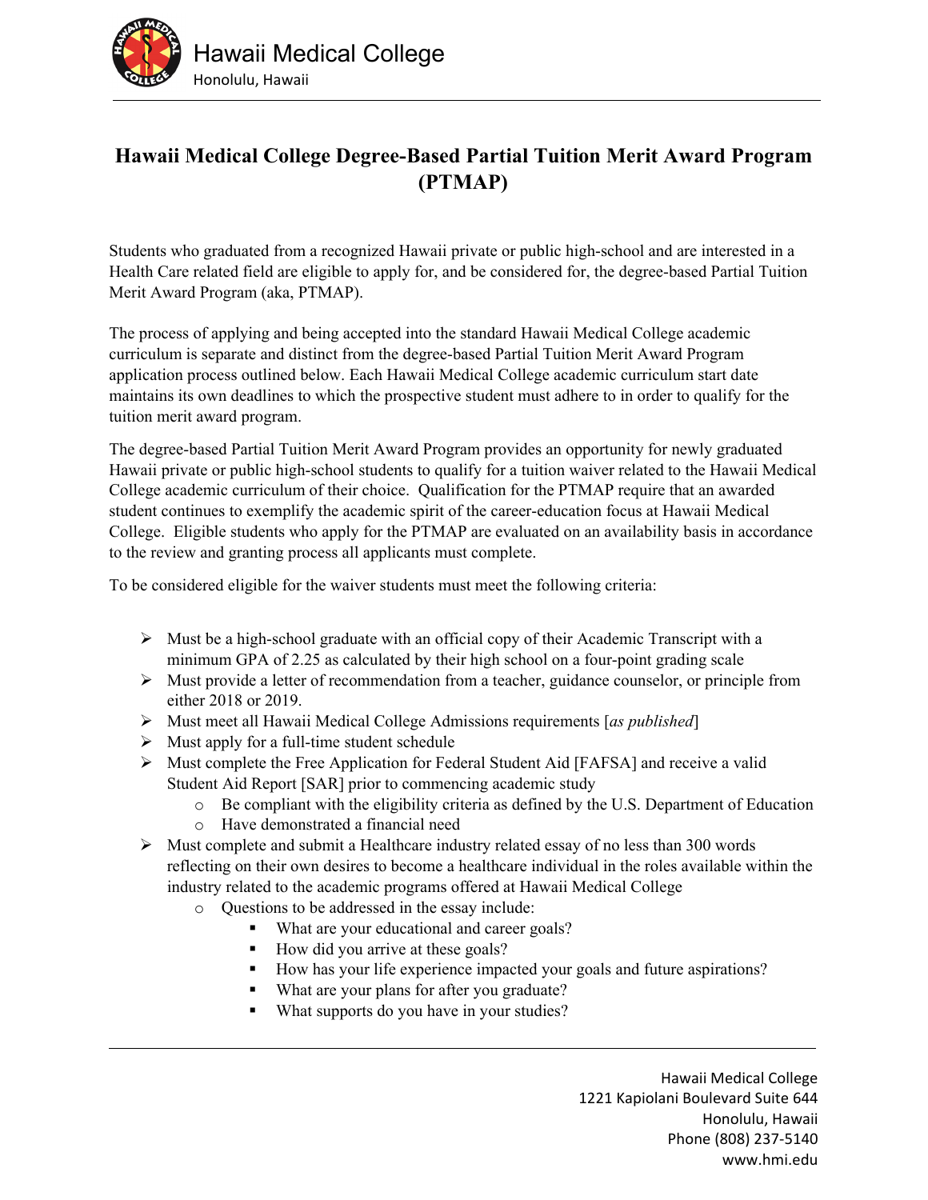# Hawaii Medical College Degree-Based Partial Tuition Merit Award Program (PTMAP)

Students who graduated from a recognized Hawaii private or public high-school and are interested in a Health Care related field are eligible to apply for, and be considered for, the degree-based Partial Tuition Merit Award Program (aka, PTMAP).

The process of applying and being accepted into the standard Hawaii Medical College academic curriculum is separate and distinct from the degree-based Partial Tuition Merit Award Program application process outlined below. Each Hawaii Medical College academic curriculum start date maintains its own deadlines to which the prospective student must adhere to in order to qualify for the tuition merit award program.

The degree-based Partial Tuition Merit Award Program provides an opportunity for newly graduated Hawaii private or public high-school students to qualify for a tuition waiver related to the Hawaii Medical College academic curriculum of their choice. Qualification for the PTMAP require that an awarded student continues to exemplify the academic spirit of the career-education focus at Hawaii Medical College. Eligible students who apply for the PTMAP are evaluated on an availability basis in accordance to the review and granting process all applicants must complete.

To be considered eligible for the waiver students must meet the following criteria:

- Must be a high-school graduate with an official copy of their Academic Transcript with a minimum GPA of 2.25 as calculated by their high school on a four-point grading scale
- Must provide a letter of recommendation from a teacher, guidance counselor, or principle from either 2018 or 2019.
- Must meet all Hawaii Medical College Admissions requirements [*as published*]
- Must apply for a full-time student schedule
- Must complete the Free Application for Federal Student Aid [FAFSA] and receive a valid Student Aid Report [SAR] prior to commencing academic study
  - Be compliant with the eligibility criteria as defined by the U.S. Department of Education
  - Have demonstrated a financial need
- Must complete and submit a Healthcare industry related essay of no less than 300 words reflecting on their own desires to become a healthcare individual in the roles available within the industry related to the academic programs offered at Hawaii Medical College
  - Questions to be addressed in the essay include:
    - What are your educational and career goals?
    - How did you arrive at these goals?
    - How has your life experience impacted your goals and future aspirations?
    - What are your plans for after you graduate?
    - What supports do you have in your studies?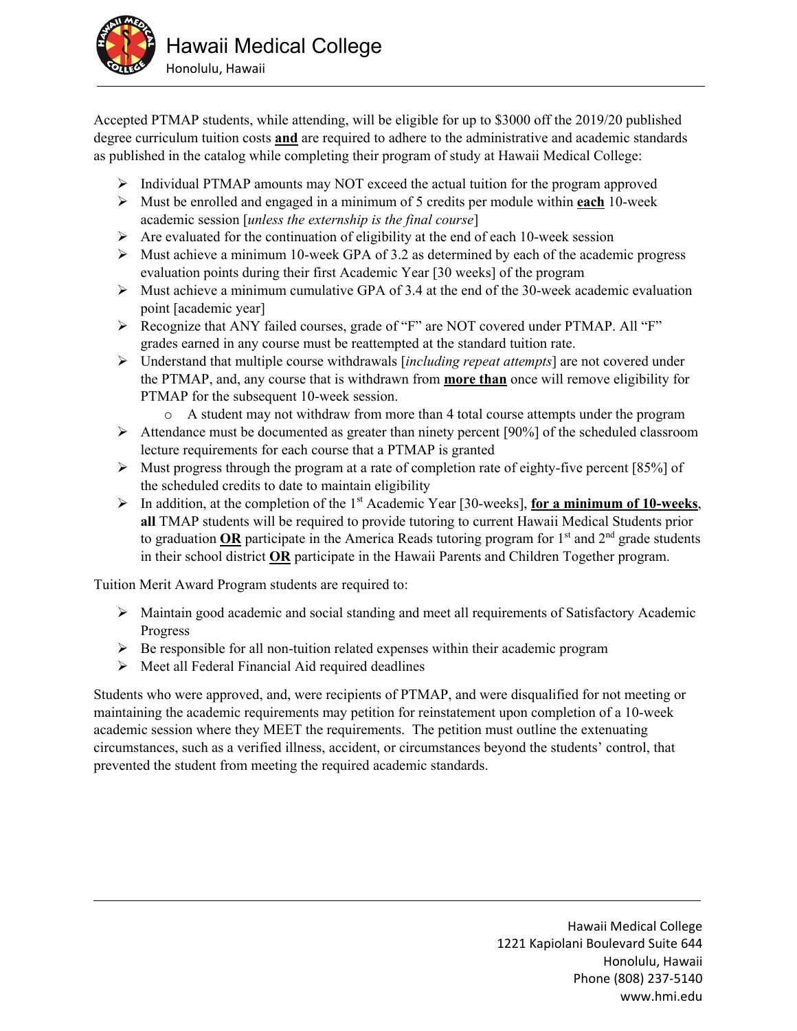Accepted PTMAP students, while attending, will be eligible for up to $3000 off the 2019/20 published degree curriculum tuition costs **and** are required to adhere to the administrative and academic standards as published in the catalog while completing their program of study at Hawaii Medical College:

- Individual PTMAP amounts may NOT exceed the actual tuition for the program approved
- Must be enrolled and engaged in a minimum of 5 credits per module within **each** 10-week academic session [*unless the externship is the final course*]
- Are evaluated for the continuation of eligibility at the end of each 10-week session
- Must achieve a minimum 10-week GPA of 3.2 as determined by each of the academic progress evaluation points during their first Academic Year [30 weeks] of the program
- Must achieve a minimum cumulative GPA of 3.4 at the end of the 30-week academic evaluation point [academic year]
- Recognize that ANY failed courses, grade of "F" are NOT covered under PTMAP. All "F" grades earned in any course must be reattempted at the standard tuition rate.
- Understand that multiple course withdrawals [*including repeat attempts*] are not covered under the PTMAP, and, any course that is withdrawn from **more than** once will remove eligibility for PTMAP for the subsequent 10-week session.
  - A student may not withdraw from more than 4 total course attempts under the program
- Attendance must be documented as greater than ninety percent [90%] of the scheduled classroom lecture requirements for each course that a PTMAP is granted
- Must progress through the program at a rate of completion rate of eighty-five percent [85%] of the scheduled credits to date to maintain eligibility
- In addition, at the completion of the 1st Academic Year [30-weeks], **for a minimum of 10-weeks**, **all** TMAP students will be required to provide tutoring to current Hawaii Medical Students prior to graduation **OR** participate in the America Reads tutoring program for 1st and 2nd grade students in their school district **OR** participate in the Hawaii Parents and Children Together program.

Tuition Merit Award Program students are required to:

- Maintain good academic and social standing and meet all requirements of Satisfactory Academic Progress
- Be responsible for all non-tuition related expenses within their academic program
- Meet all Federal Financial Aid required deadlines

Students who were approved, and, were recipients of PTMAP, and were disqualified for not meeting or maintaining the academic requirements may petition for reinstatement upon completion of a 10-week academic session where they MEET the requirements. The petition must outline the extenuating circumstances, such as a verified illness, accident, or circumstances beyond the students' control, that prevented the student from meeting the required academic standards.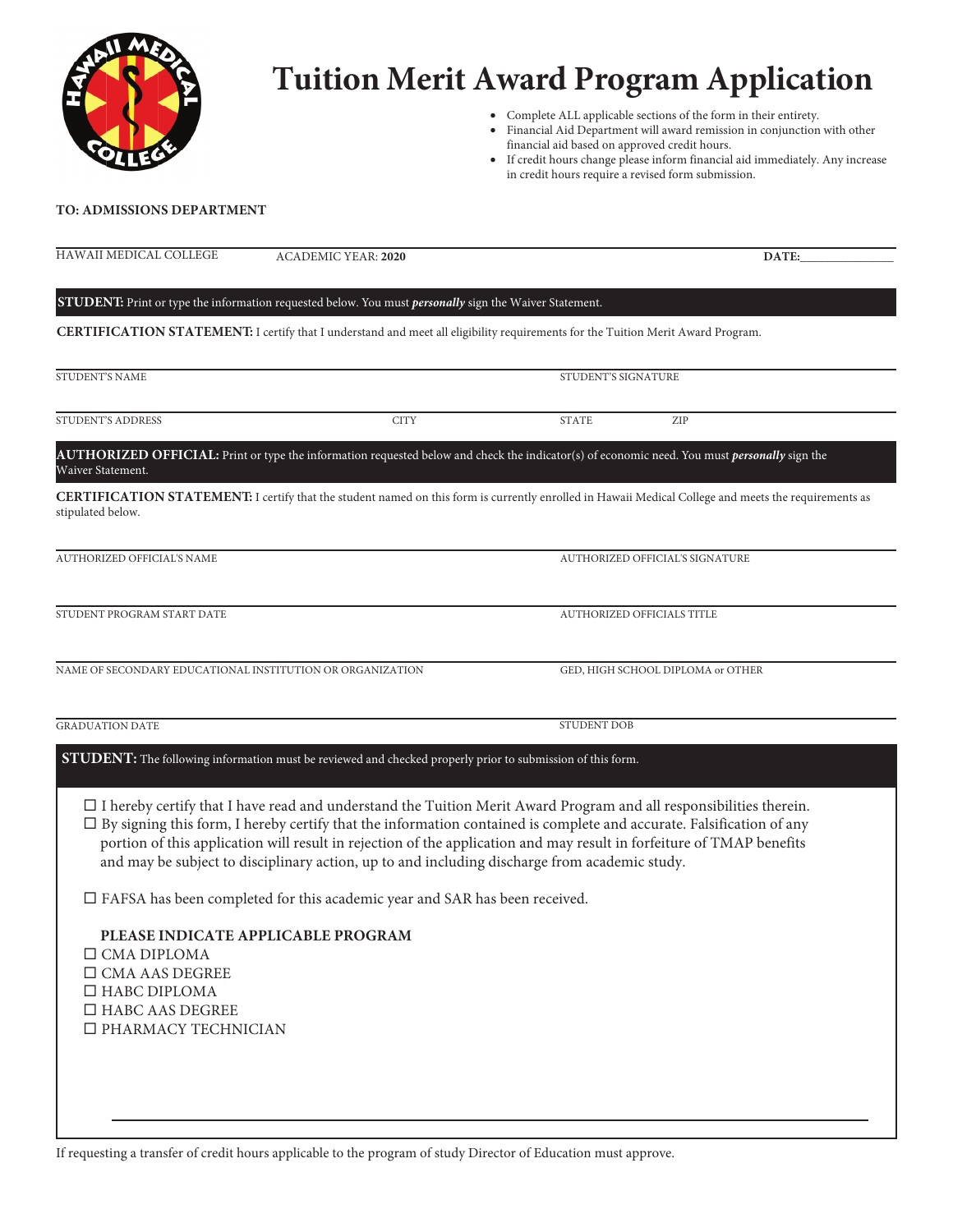# Tuition Merit Award Program Application

- Complete ALL applicable sections of the form in their entirety.
- Financial Aid Department will award remission in conjunction with other financial aid based on approved credit hours.
- If credit hours change please inform financial aid immediately. Any increase in credit hours require a revised form submission.

**TO: ADMISSIONS DEPARTMENT**

HAWAII MEDICAL COLLEGE ACADEMIC YEAR: **2020** **DATE:**_______________

**STUDENT:** Print or type the information requested below. You must ***personally*** sign the Waiver Statement.

**CERTIFICATION STATEMENT:** I certify that I understand and meet all eligibility requirements for the Tuition Merit Award Program.

STUDENT'S NAME

STUDENT'S SIGNATURE

STUDENT'S ADDRESS

CITY

STATE

ZIP

**AUTHORIZED OFFICIAL:** Print or type the information requested below and check the indicator(s) of economic need. You must ***personally*** sign the Waiver Statement.

**CERTIFICATION STATEMENT:** I certify that the student named on this form is currently enrolled in Hawaii Medical College and meets the requirements as stipulated below.

AUTHORIZED OFFICIAL'S NAME

AUTHORIZED OFFICIAL'S SIGNATURE

STUDENT PROGRAM START DATE

AUTHORIZED OFFICIALS TITLE

NAME OF SECONDARY EDUCATIONAL INSTITUTION OR ORGANIZATION

GED, HIGH SCHOOL DIPLOMA or OTHER

GRADUATION DATE

STUDENT DOB

**STUDENT:** The following information must be reviewed and checked properly prior to submission of this form.

☐ I hereby certify that I have read and understand the Tuition Merit Award Program and all responsibilities therein.

☐ By signing this form, I hereby certify that the information contained is complete and accurate. Falsification of any portion of this application will result in rejection of the application and may result in forfeiture of TMAP benefits and may be subject to disciplinary action, up to and including discharge from academic study.

☐ FAFSA has been completed for this academic year and SAR has been received.

**PLEASE INDICATE APPLICABLE PROGRAM**

☐ CMA DIPLOMA
☐ CMA AAS DEGREE
☐ HABC DIPLOMA
☐ HABC AAS DEGREE
☐ PHARMACY TECHNICIAN

If requesting a transfer of credit hours applicable to the program of study Director of Education must approve.